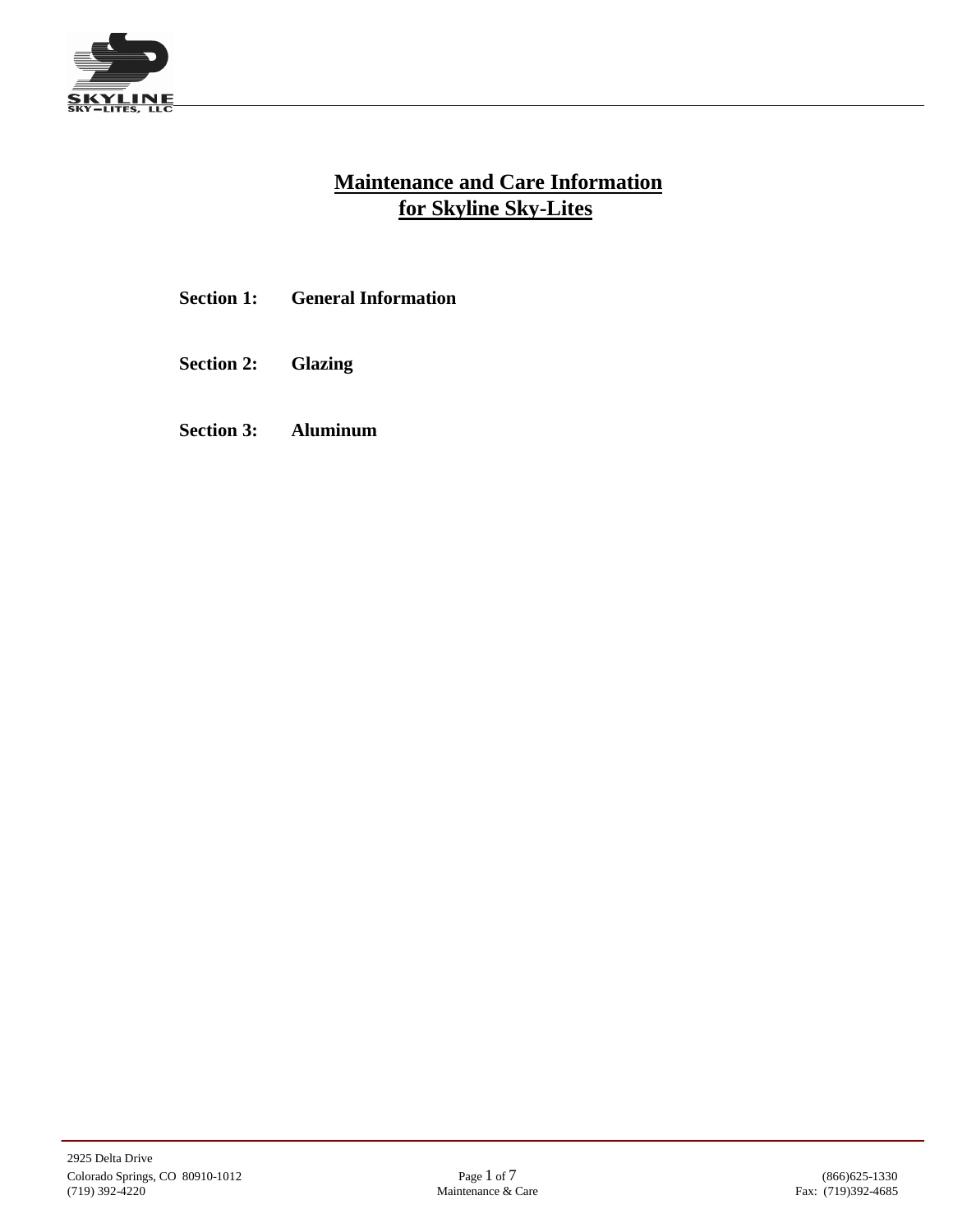# Maintenance and Care Information for Skyline Sky-Lites

**Section 1: General Information**

**Section 2: Glazing**

**Section 3: Aluminum**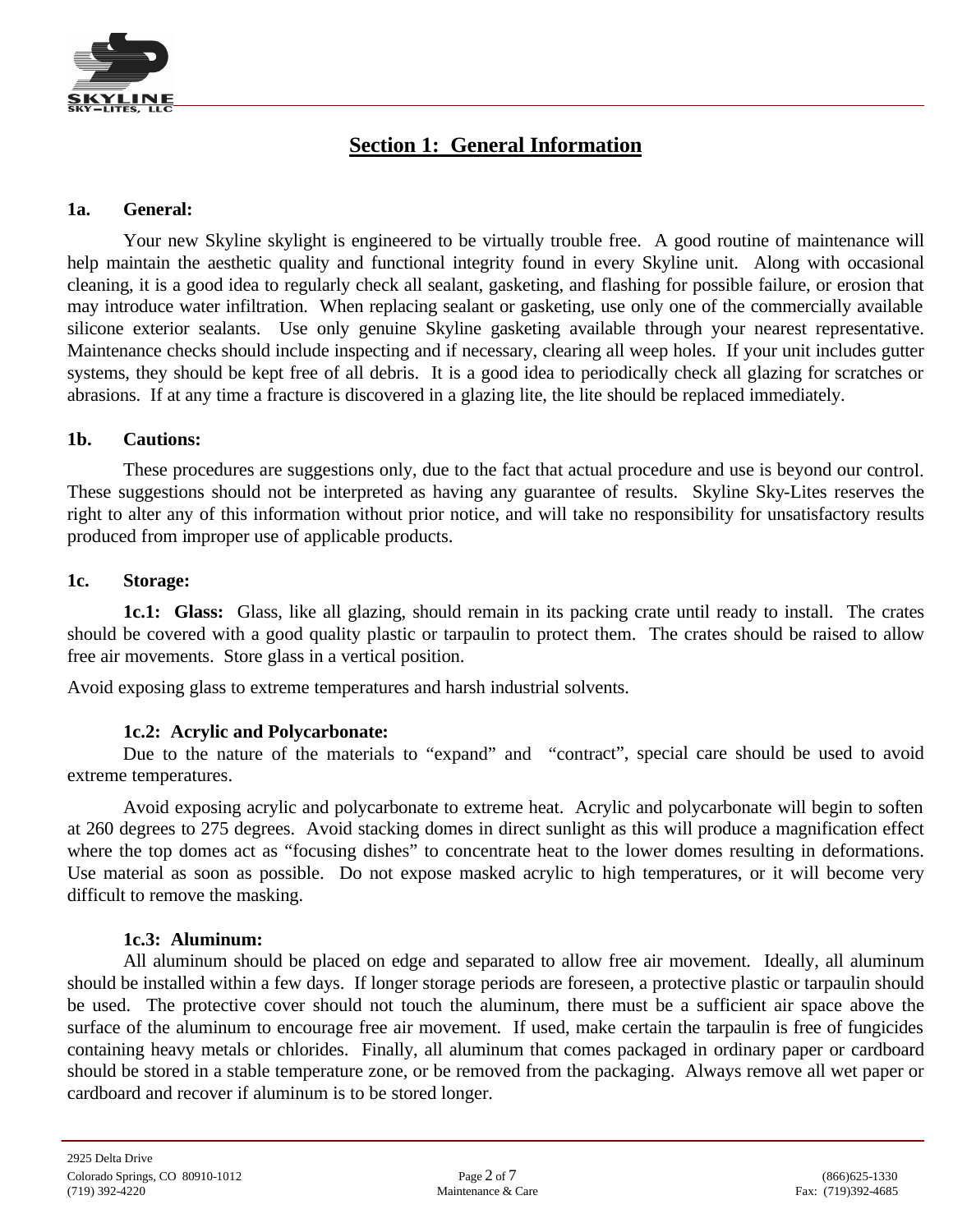# Section 1:  General Information

**1a.	General:**

Your new Skyline skylight is engineered to be virtually trouble free.  A good routine of maintenance will help maintain the aesthetic quality and functional integrity found in every Skyline unit.  Along with occasional cleaning, it is a good idea to regularly check all sealant, gasketing, and flashing for possible failure, or erosion that may introduce water infiltration.  When replacing sealant or gasketing, use only one of the commercially available silicone exterior sealants.  Use only genuine Skyline gasketing available through your nearest representative.  Maintenance checks should include inspecting and if necessary, clearing all weep holes.  If your unit includes gutter systems, they should be kept free of all debris.  It is a good idea to periodically check all glazing for scratches or abrasions.  If at any time a fracture is discovered in a glazing lite, the lite should be replaced immediately.

**1b.	Cautions:**

These procedures are suggestions only, due to the fact that actual procedure and use is beyond our control.  These suggestions should not be interpreted as having any guarantee of results.  Skyline Sky-Lites reserves the right to alter any of this information without prior notice, and will take no responsibility for unsatisfactory results produced from improper use of applicable products.

**1c.	Storage:**

**1c.1:  Glass:**  Glass, like all glazing, should remain in its packing crate until ready to install.  The crates should be covered with a good quality plastic or tarpaulin to protect them.  The crates should be raised to allow free air movements.  Store glass in a vertical position.

Avoid exposing glass to extreme temperatures and harsh industrial solvents.

**1c.2:  Acrylic and Polycarbonate:**

Due to the nature of the materials to “expand” and “contract”, special care should be used to avoid extreme temperatures.

Avoid exposing acrylic and polycarbonate to extreme heat.  Acrylic and polycarbonate will begin to soften at 260 degrees to 275 degrees.  Avoid stacking domes in direct sunlight as this will produce a magnification effect where the top domes act as “focusing dishes” to concentrate heat to the lower domes resulting in deformations.  Use material as soon as possible.  Do not expose masked acrylic to high temperatures, or it will become very difficult to remove the masking.

**1c.3:  Aluminum:**

All aluminum should be placed on edge and separated to allow free air movement.  Ideally, all aluminum should be installed within a few days.  If longer storage periods are foreseen, a protective plastic or tarpaulin should be used.  The protective cover should not touch the aluminum, there must be a sufficient air space above the surface of the aluminum to encourage free air movement.  If used, make certain the tarpaulin is free of fungicides containing heavy metals or chlorides.  Finally, all aluminum that comes packaged in ordinary paper or cardboard should be stored in a stable temperature zone, or be removed from the packaging.  Always remove all wet paper or cardboard and recover if aluminum is to be stored longer.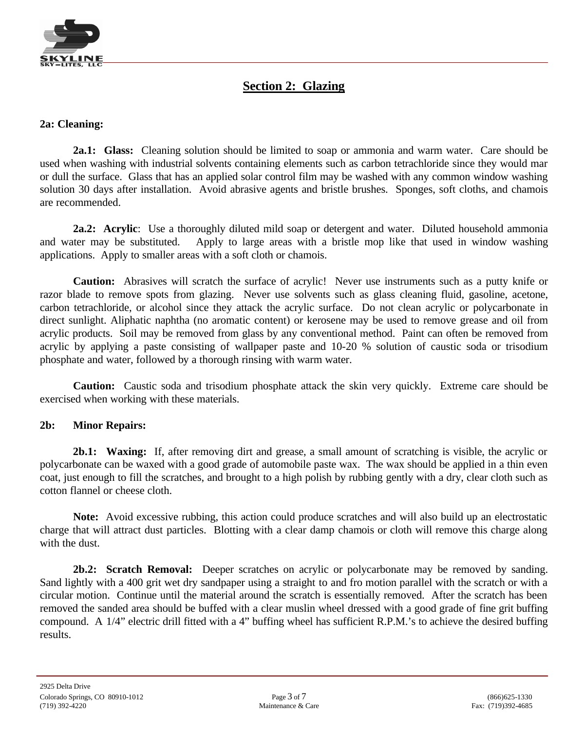## Section 2: Glazing

**2a: Cleaning:**

**2a.1: Glass:** Cleaning solution should be limited to soap or ammonia and warm water. Care should be used when washing with industrial solvents containing elements such as carbon tetrachloride since they would mar or dull the surface. Glass that has an applied solar control film may be washed with any common window washing solution 30 days after installation. Avoid abrasive agents and bristle brushes. Sponges, soft cloths, and chamois are recommended.

**2a.2: Acrylic**: Use a thoroughly diluted mild soap or detergent and water. Diluted household ammonia and water may be substituted. Apply to large areas with a bristle mop like that used in window washing applications. Apply to smaller areas with a soft cloth or chamois.

**Caution:** Abrasives will scratch the surface of acrylic! Never use instruments such as a putty knife or razor blade to remove spots from glazing. Never use solvents such as glass cleaning fluid, gasoline, acetone, carbon tetrachloride, or alcohol since they attack the acrylic surface. Do not clean acrylic or polycarbonate in direct sunlight. Aliphatic naphtha (no aromatic content) or kerosene may be used to remove grease and oil from acrylic products. Soil may be removed from glass by any conventional method. Paint can often be removed from acrylic by applying a paste consisting of wallpaper paste and 10-20 % solution of caustic soda or trisodium phosphate and water, followed by a thorough rinsing with warm water.

**Caution:** Caustic soda and trisodium phosphate attack the skin very quickly. Extreme care should be exercised when working with these materials.

**2b: Minor Repairs:**

**2b.1: Waxing:** If, after removing dirt and grease, a small amount of scratching is visible, the acrylic or polycarbonate can be waxed with a good grade of automobile paste wax. The wax should be applied in a thin even coat, just enough to fill the scratches, and brought to a high polish by rubbing gently with a dry, clear cloth such as cotton flannel or cheese cloth.

**Note:** Avoid excessive rubbing, this action could produce scratches and will also build up an electrostatic charge that will attract dust particles. Blotting with a clear damp chamois or cloth will remove this charge along with the dust.

**2b.2: Scratch Removal:** Deeper scratches on acrylic or polycarbonate may be removed by sanding. Sand lightly with a 400 grit wet dry sandpaper using a straight to and fro motion parallel with the scratch or with a circular motion. Continue until the material around the scratch is essentially removed. After the scratch has been removed the sanded area should be buffed with a clear muslin wheel dressed with a good grade of fine grit buffing compound. A 1/4" electric drill fitted with a 4" buffing wheel has sufficient R.P.M.'s to achieve the desired buffing results.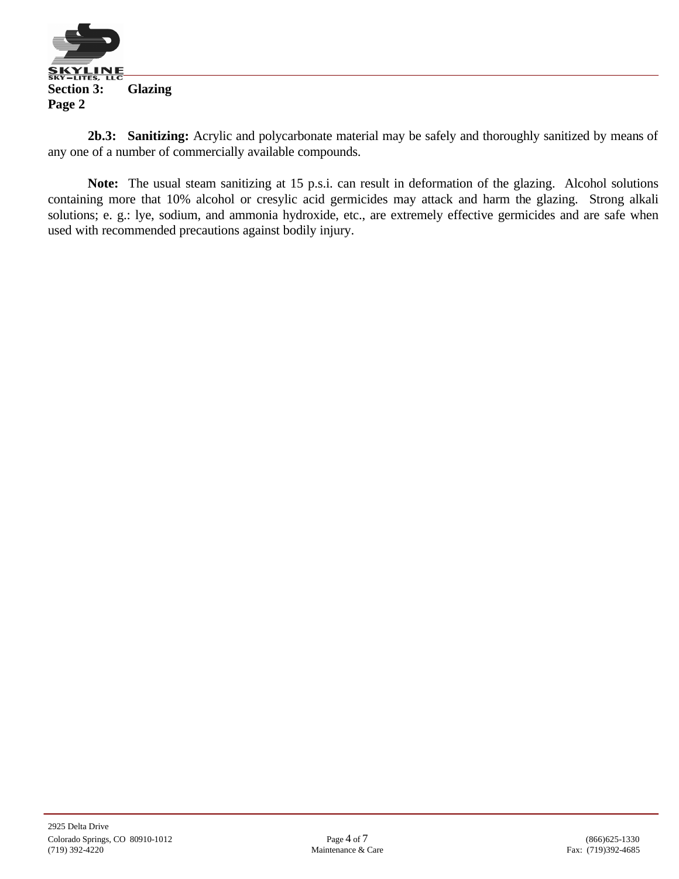**2b.3: Sanitizing:** Acrylic and polycarbonate material may be safely and thoroughly sanitized by means of any one of a number of commercially available compounds.

**Note:** The usual steam sanitizing at 15 p.s.i. can result in deformation of the glazing. Alcohol solutions containing more that 10% alcohol or cresylic acid germicides may attack and harm the glazing. Strong alkali solutions; e. g.: lye, sodium, and ammonia hydroxide, etc., are extremely effective germicides and are safe when used with recommended precautions against bodily injury.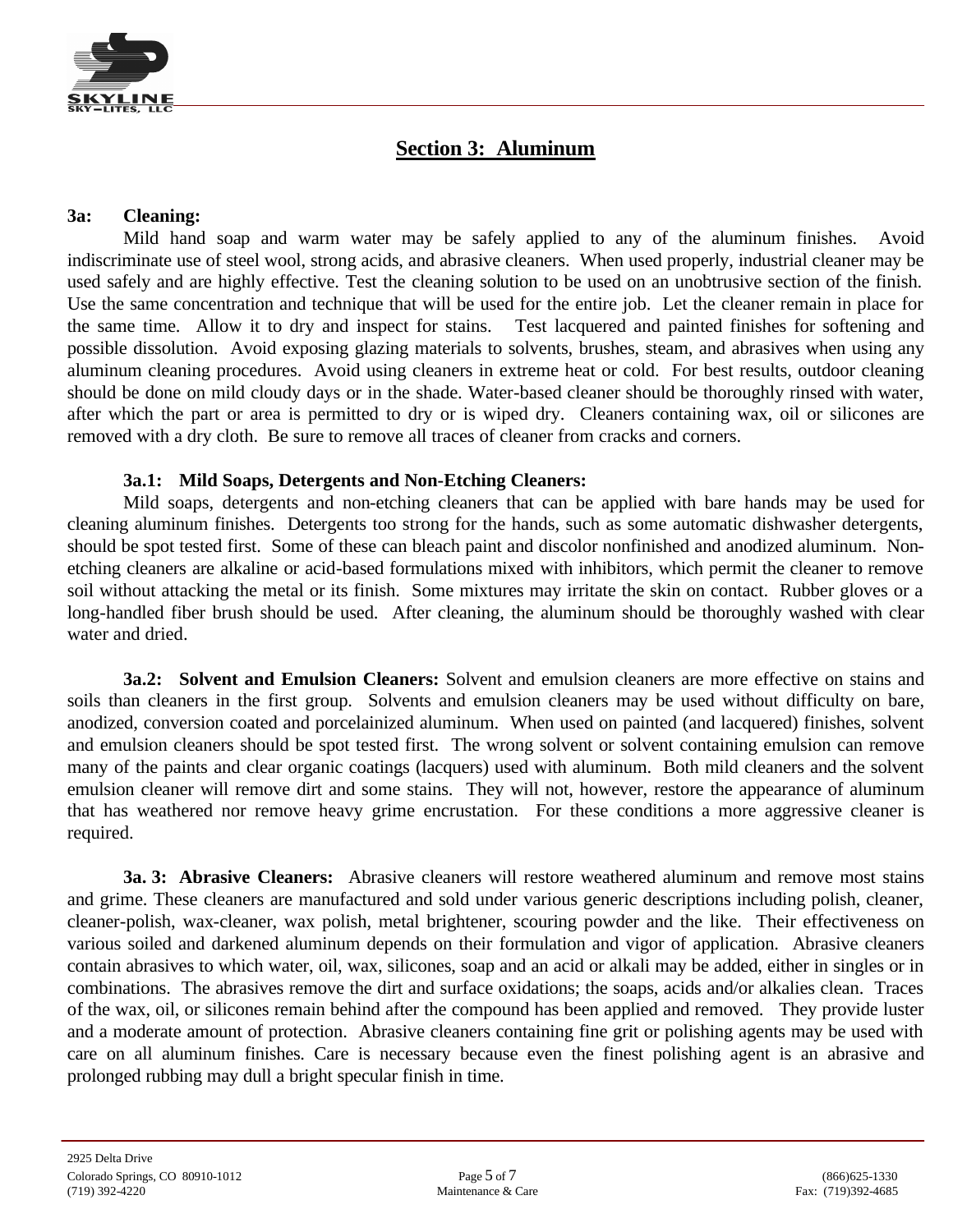## Section 3: Aluminum

**3a: Cleaning:**

Mild hand soap and warm water may be safely applied to any of the aluminum finishes. Avoid indiscriminate use of steel wool, strong acids, and abrasive cleaners. When used properly, industrial cleaner may be used safely and are highly effective. Test the cleaning solution to be used on an unobtrusive section of the finish. Use the same concentration and technique that will be used for the entire job. Let the cleaner remain in place for the same time. Allow it to dry and inspect for stains. Test lacquered and painted finishes for softening and possible dissolution. Avoid exposing glazing materials to solvents, brushes, steam, and abrasives when using any aluminum cleaning procedures. Avoid using cleaners in extreme heat or cold. For best results, outdoor cleaning should be done on mild cloudy days or in the shade. Water-based cleaner should be thoroughly rinsed with water, after which the part or area is permitted to dry or is wiped dry. Cleaners containing wax, oil or silicones are removed with a dry cloth. Be sure to remove all traces of cleaner from cracks and corners.

**3a.1: Mild Soaps, Detergents and Non-Etching Cleaners:**

Mild soaps, detergents and non-etching cleaners that can be applied with bare hands may be used for cleaning aluminum finishes. Detergents too strong for the hands, such as some automatic dishwasher detergents, should be spot tested first. Some of these can bleach paint and discolor nonfinished and anodized aluminum. Non-etching cleaners are alkaline or acid-based formulations mixed with inhibitors, which permit the cleaner to remove soil without attacking the metal or its finish. Some mixtures may irritate the skin on contact. Rubber gloves or a long-handled fiber brush should be used. After cleaning, the aluminum should be thoroughly washed with clear water and dried.

**3a.2: Solvent and Emulsion Cleaners:** Solvent and emulsion cleaners are more effective on stains and soils than cleaners in the first group. Solvents and emulsion cleaners may be used without difficulty on bare, anodized, conversion coated and porcelainized aluminum. When used on painted (and lacquered) finishes, solvent and emulsion cleaners should be spot tested first. The wrong solvent or solvent containing emulsion can remove many of the paints and clear organic coatings (lacquers) used with aluminum. Both mild cleaners and the solvent emulsion cleaner will remove dirt and some stains. They will not, however, restore the appearance of aluminum that has weathered nor remove heavy grime encrustation. For these conditions a more aggressive cleaner is required.

**3a. 3: Abrasive Cleaners:** Abrasive cleaners will restore weathered aluminum and remove most stains and grime. These cleaners are manufactured and sold under various generic descriptions including polish, cleaner, cleaner-polish, wax-cleaner, wax polish, metal brightener, scouring powder and the like. Their effectiveness on various soiled and darkened aluminum depends on their formulation and vigor of application. Abrasive cleaners contain abrasives to which water, oil, wax, silicones, soap and an acid or alkali may be added, either in singles or in combinations. The abrasives remove the dirt and surface oxidations; the soaps, acids and/or alkalies clean. Traces of the wax, oil, or silicones remain behind after the compound has been applied and removed. They provide luster and a moderate amount of protection. Abrasive cleaners containing fine grit or polishing agents may be used with care on all aluminum finishes. Care is necessary because even the finest polishing agent is an abrasive and prolonged rubbing may dull a bright specular finish in time.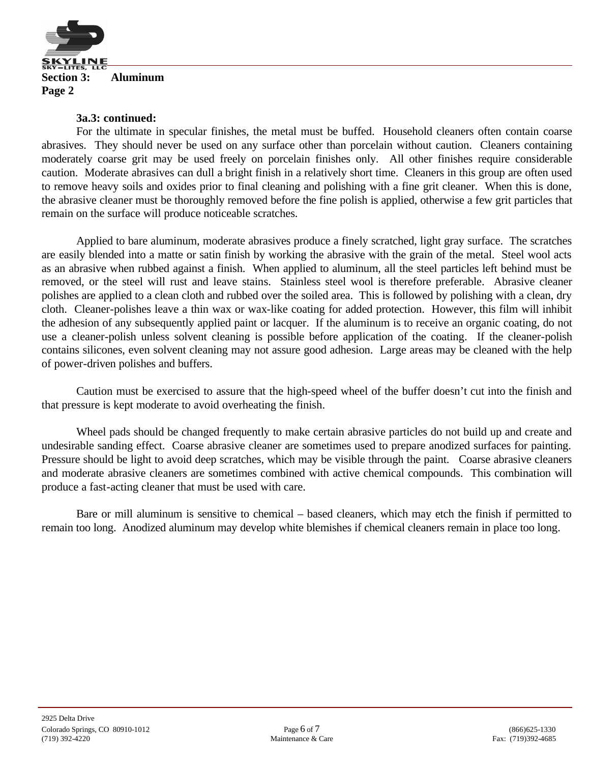**Section 3: Aluminum**
**Page 2**

**3a.3: continued:**

For the ultimate in specular finishes, the metal must be buffed. Household cleaners often contain coarse abrasives. They should never be used on any surface other than porcelain without caution. Cleaners containing moderately coarse grit may be used freely on porcelain finishes only. All other finishes require considerable caution. Moderate abrasives can dull a bright finish in a relatively short time. Cleaners in this group are often used to remove heavy soils and oxides prior to final cleaning and polishing with a fine grit cleaner. When this is done, the abrasive cleaner must be thoroughly removed before the fine polish is applied, otherwise a few grit particles that remain on the surface will produce noticeable scratches.

Applied to bare aluminum, moderate abrasives produce a finely scratched, light gray surface. The scratches are easily blended into a matte or satin finish by working the abrasive with the grain of the metal. Steel wool acts as an abrasive when rubbed against a finish. When applied to aluminum, all the steel particles left behind must be removed, or the steel will rust and leave stains. Stainless steel wool is therefore preferable. Abrasive cleaner polishes are applied to a clean cloth and rubbed over the soiled area. This is followed by polishing with a clean, dry cloth. Cleaner-polishes leave a thin wax or wax-like coating for added protection. However, this film will inhibit the adhesion of any subsequently applied paint or lacquer. If the aluminum is to receive an organic coating, do not use a cleaner-polish unless solvent cleaning is possible before application of the coating. If the cleaner-polish contains silicones, even solvent cleaning may not assure good adhesion. Large areas may be cleaned with the help of power-driven polishes and buffers.

Caution must be exercised to assure that the high-speed wheel of the buffer doesn't cut into the finish and that pressure is kept moderate to avoid overheating the finish.

Wheel pads should be changed frequently to make certain abrasive particles do not build up and create and undesirable sanding effect. Coarse abrasive cleaner are sometimes used to prepare anodized surfaces for painting. Pressure should be light to avoid deep scratches, which may be visible through the paint. Coarse abrasive cleaners and moderate abrasive cleaners are sometimes combined with active chemical compounds. This combination will produce a fast-acting cleaner that must be used with care.

Bare or mill aluminum is sensitive to chemical – based cleaners, which may etch the finish if permitted to remain too long. Anodized aluminum may develop white blemishes if chemical cleaners remain in place too long.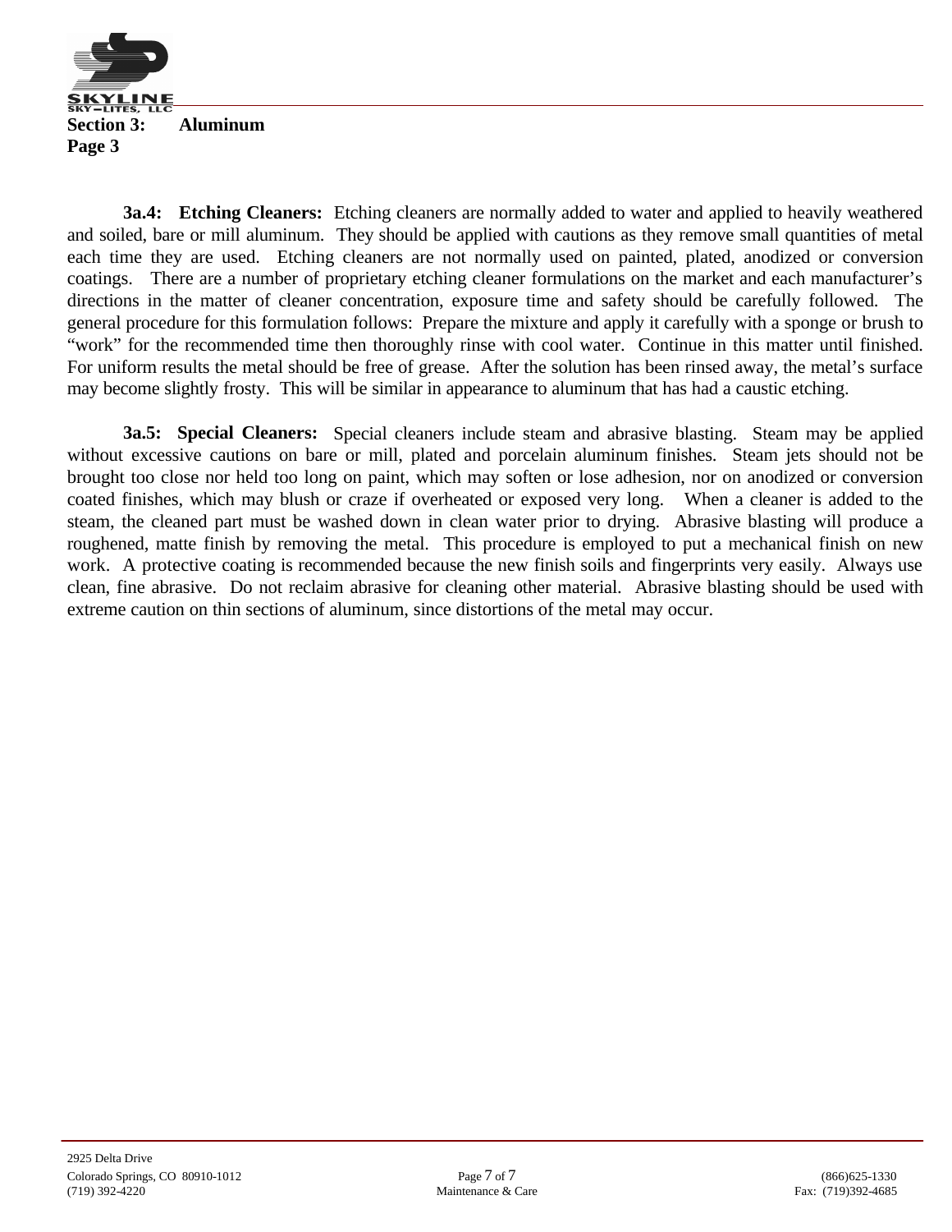**Section 3: Aluminum**
**Page 3**

**3a.4: Etching Cleaners:** Etching cleaners are normally added to water and applied to heavily weathered and soiled, bare or mill aluminum. They should be applied with cautions as they remove small quantities of metal each time they are used. Etching cleaners are not normally used on painted, plated, anodized or conversion coatings. There are a number of proprietary etching cleaner formulations on the market and each manufacturer's directions in the matter of cleaner concentration, exposure time and safety should be carefully followed. The general procedure for this formulation follows: Prepare the mixture and apply it carefully with a sponge or brush to "work" for the recommended time then thoroughly rinse with cool water. Continue in this matter until finished. For uniform results the metal should be free of grease. After the solution has been rinsed away, the metal's surface may become slightly frosty. This will be similar in appearance to aluminum that has had a caustic etching.

**3a.5: Special Cleaners:** Special cleaners include steam and abrasive blasting. Steam may be applied without excessive cautions on bare or mill, plated and porcelain aluminum finishes. Steam jets should not be brought too close nor held too long on paint, which may soften or lose adhesion, nor on anodized or conversion coated finishes, which may blush or craze if overheated or exposed very long. When a cleaner is added to the steam, the cleaned part must be washed down in clean water prior to drying. Abrasive blasting will produce a roughened, matte finish by removing the metal. This procedure is employed to put a mechanical finish on new work. A protective coating is recommended because the new finish soils and fingerprints very easily. Always use clean, fine abrasive. Do not reclaim abrasive for cleaning other material. Abrasive blasting should be used with extreme caution on thin sections of aluminum, since distortions of the metal may occur.